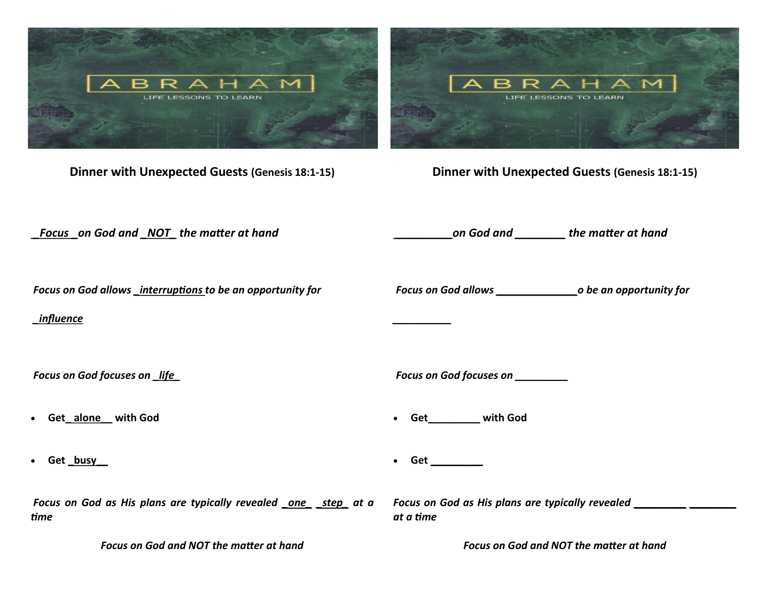ABRAHAM

LIFE LESSONS TO LEARN

**Dinner with Unexpected Guests (Genesis 18:1-15)**

*_Focus_ on God and _NOT_ the matter at hand*

*Focus on God allows _interruptions to be an opportunity for*

*_influence*

*Focus on God focuses on _life_*

- **Get_ alone__ with God**
- **Get _busy__**

*Focus on God as His plans are typically revealed _one_ _step_ at a time*

*Focus on God and NOT the matter at hand*

ABRAHAM

LIFE LESSONS TO LEARN

**Dinner with Unexpected Guests (Genesis 18:1-15)**

*__________on God and ________ the matter at hand*

*Focus on God allows ______________o be an opportunity for*

*__________*

*Focus on God focuses on _________*

- **Get_________ with God**
- **Get _________**

*Focus on God as His plans are typically revealed _________ ________ at a time*

*Focus on God and NOT the matter at hand*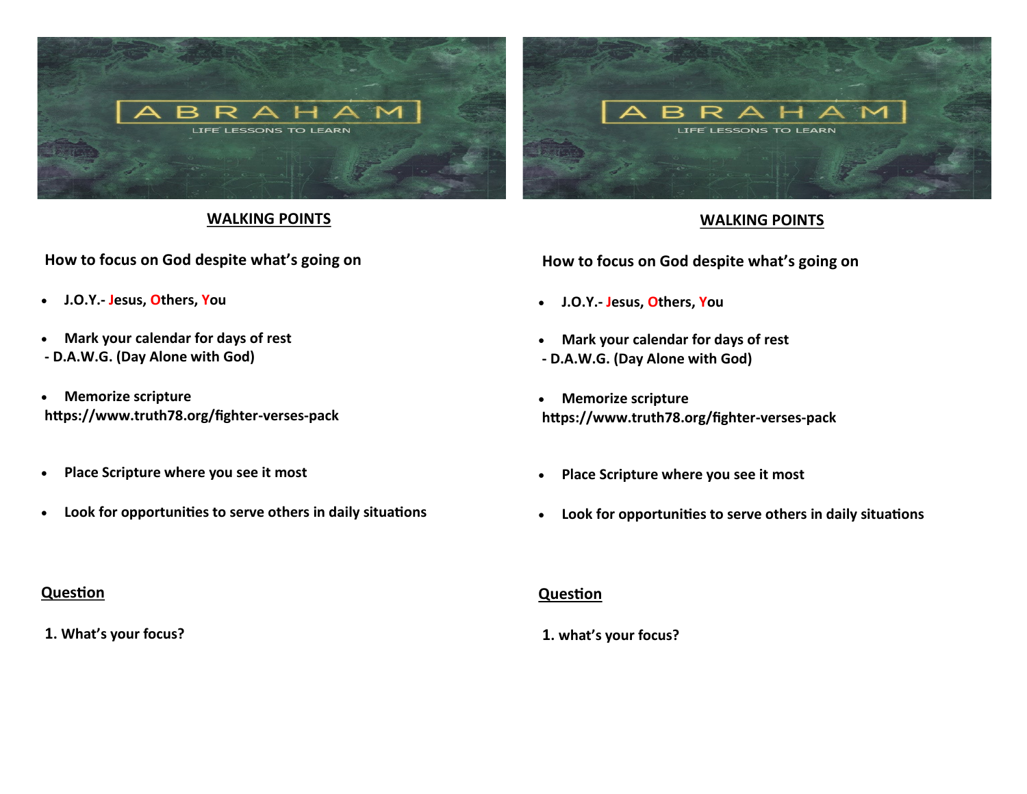ABRAHAM

LIFE LESSONS TO LEARN

## WALKING POINTS

**How to focus on God despite what's going on**

- **J.O.Y.- Jesus, Others, You**
- **Mark your calendar for days of rest**

**- D.A.W.G. (Day Alone with God)**

- **Memorize scripture**

**https://www.truth78.org/fighter-verses-pack**

- **Place Scripture where you see it most**
- **Look for opportunities to serve others in daily situations**

**Question**

**1. What's your focus?**

ABRAHAM

LIFE LESSONS TO LEARN

## WALKING POINTS

**How to focus on God despite what's going on**

- **J.O.Y.- Jesus, Others, You**
- **Mark your calendar for days of rest**

**- D.A.W.G. (Day Alone with God)**

- **Memorize scripture**

**https://www.truth78.org/fighter-verses-pack**

- **Place Scripture where you see it most**
- **Look for opportunities to serve others in daily situations**

**Question**

**1. what's your focus?**